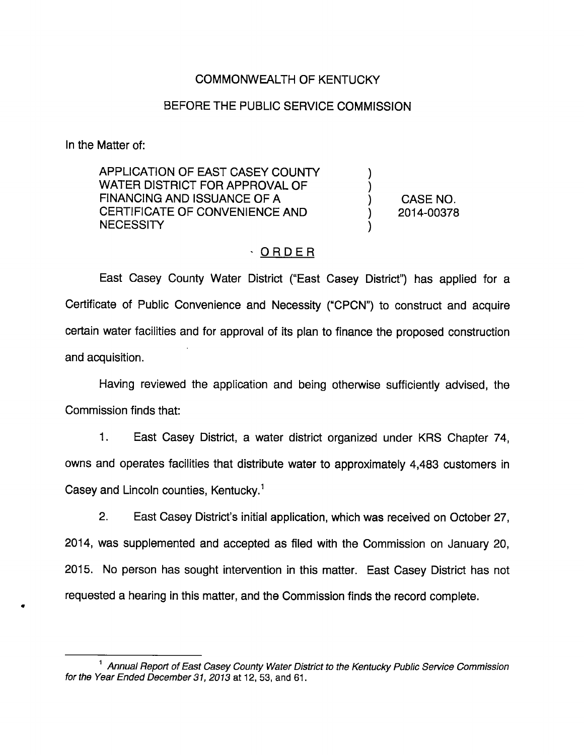COMMONWEALTH OF KENTUCKY

BEFORE THE PUBLIC SERVICE COMMISSION

In the Matter of:

| | | |
|---|---|---|
| APPLICATION OF EAST CASEY COUNTY WATER DISTRICT FOR APPROVAL OF FINANCING AND ISSUANCE OF A CERTIFICATE OF CONVENIENCE AND NECESSITY | ) ) ) ) ) | CASE NO. 2014-00378 |

## ORDER

East Casey County Water District ("East Casey District") has applied for a Certificate of Public Convenience and Necessity ("CPCN") to construct and acquire certain water facilities and for approval of its plan to finance the proposed construction and acquisition.

Having reviewed the application and being otherwise sufficiently advised, the Commission finds that:

1. East Casey District, a water district organized under KRS Chapter 74, owns and operates facilities that distribute water to approximately 4,483 customers in Casey and Lincoln counties, Kentucky.[1]

2. East Casey District's initial application, which was received on October 27, 2014, was supplemented and accepted as filed with the Commission on January 20, 2015. No person has sought intervention in this matter. East Casey District has not requested a hearing in this matter, and the Commission finds the record complete.

---

[1] *Annual Report of East Casey County Water District to the Kentucky Public Service Commission for the Year Ended December 31, 2013* at 12, 53, and 61.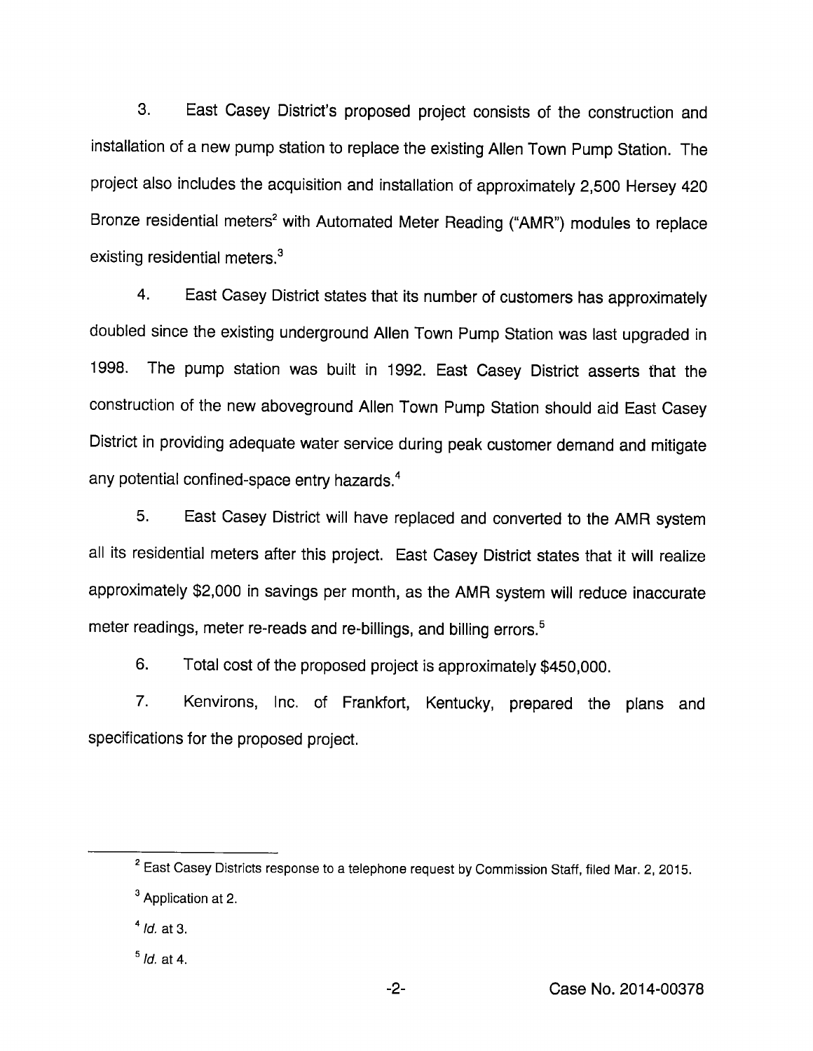3. East Casey District's proposed project consists of the construction and installation of a new pump station to replace the existing Allen Town Pump Station. The project also includes the acquisition and installation of approximately 2,500 Hersey 420 Bronze residential meters[2] with Automated Meter Reading ("AMR") modules to replace existing residential meters.[3]

4. East Casey District states that its number of customers has approximately doubled since the existing underground Allen Town Pump Station was last upgraded in 1998. The pump station was built in 1992. East Casey District asserts that the construction of the new aboveground Allen Town Pump Station should aid East Casey District in providing adequate water service during peak customer demand and mitigate any potential confined-space entry hazards.[4]

5. East Casey District will have replaced and converted to the AMR system all its residential meters after this project. East Casey District states that it will realize approximately $2,000 in savings per month, as the AMR system will reduce inaccurate meter readings, meter re-reads and re-billings, and billing errors.[5]

6. Total cost of the proposed project is approximately $450,000.

7. Kenvirons, Inc. of Frankfort, Kentucky, prepared the plans and specifications for the proposed project.

---

[2] East Casey Districts response to a telephone request by Commission Staff, filed Mar. 2, 2015.

[3] Application at 2.

[4] *Id.* at 3.

[5] *Id.* at 4.

Case No. 2014-00378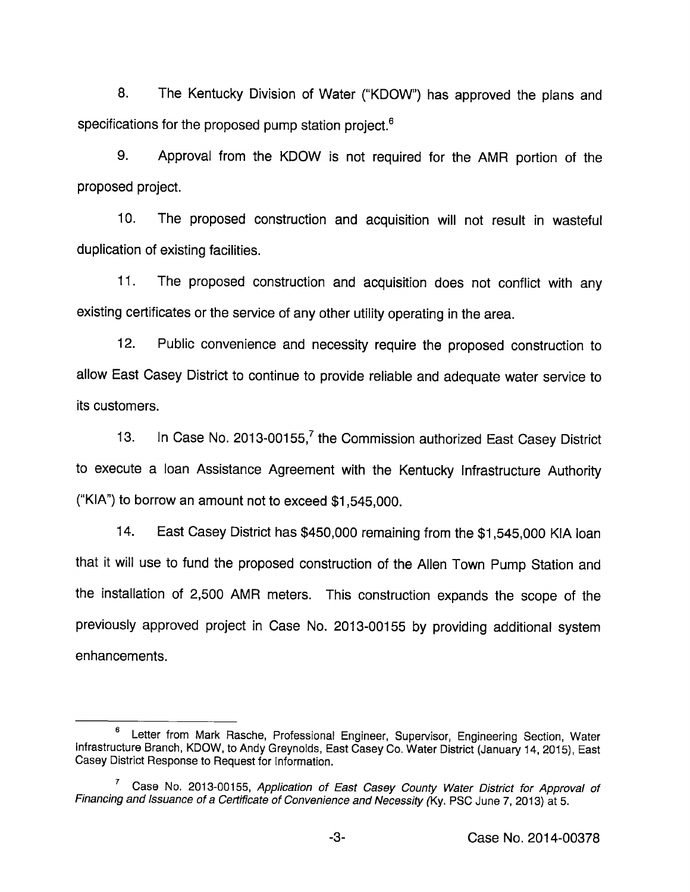8. The Kentucky Division of Water ("KDOW") has approved the plans and specifications for the proposed pump station project.[6]

9. Approval from the KDOW is not required for the AMR portion of the proposed project.

10. The proposed construction and acquisition will not result in wasteful duplication of existing facilities.

11. The proposed construction and acquisition does not conflict with any existing certificates or the service of any other utility operating in the area.

12. Public convenience and necessity require the proposed construction to allow East Casey District to continue to provide reliable and adequate water service to its customers.

13. In Case No. 2013-00155,[7] the Commission authorized East Casey District to execute a loan Assistance Agreement with the Kentucky Infrastructure Authority ("KIA") to borrow an amount not to exceed $1,545,000.

14. East Casey District has $450,000 remaining from the $1,545,000 KIA loan that it will use to fund the proposed construction of the Allen Town Pump Station and the installation of 2,500 AMR meters. This construction expands the scope of the previously approved project in Case No. 2013-00155 by providing additional system enhancements.

---

[6] Letter from Mark Rasche, Professional Engineer, Supervisor, Engineering Section, Water Infrastructure Branch, KDOW, to Andy Greynolds, East Casey Co. Water District (January 14, 2015), East Casey District Response to Request for Information.

[7] Case No. 2013-00155, *Application of East Casey County Water District for Approval of Financing and Issuance of a Certificate of Convenience and Necessity* (Ky. PSC June 7, 2013) at 5.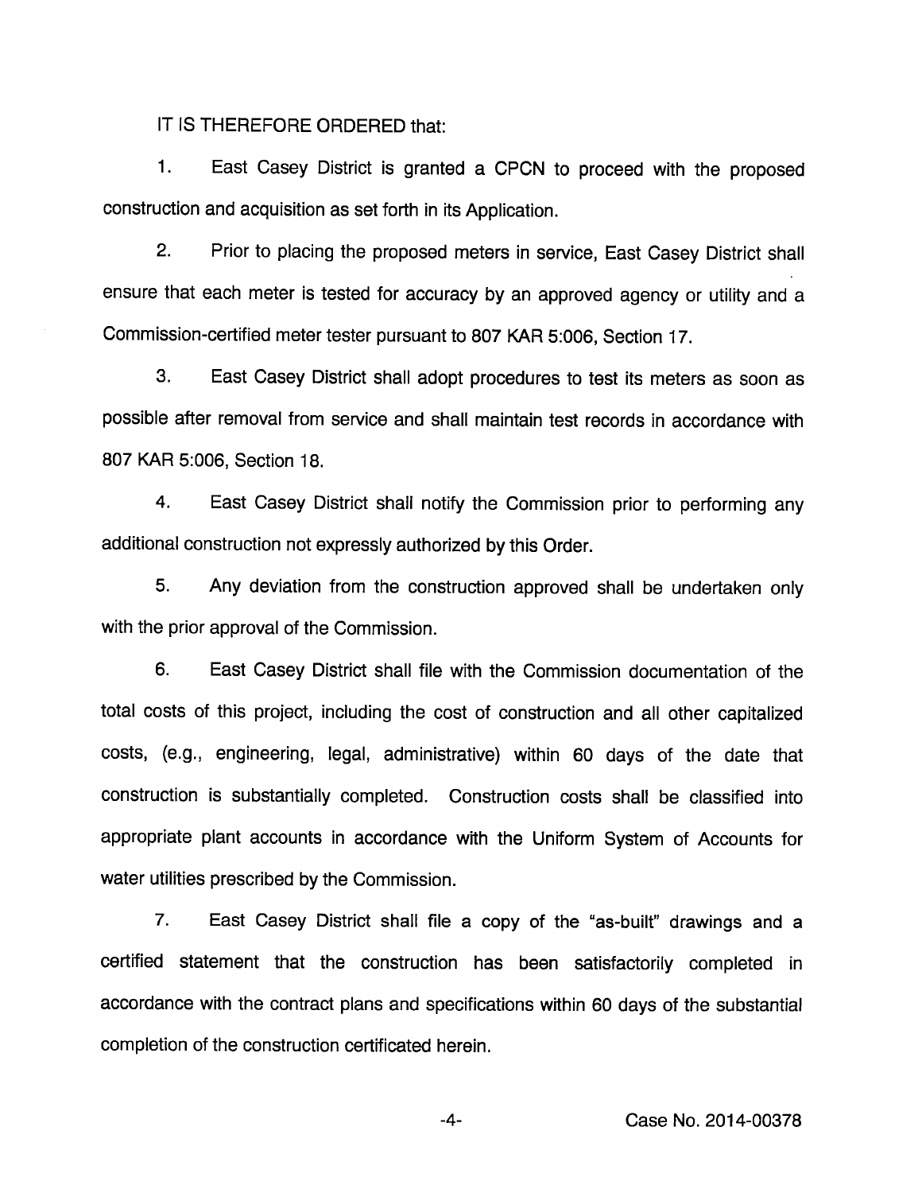IT IS THEREFORE ORDERED that:

1. East Casey District is granted a CPCN to proceed with the proposed construction and acquisition as set forth in its Application.

2. Prior to placing the proposed meters in service, East Casey District shall ensure that each meter is tested for accuracy by an approved agency or utility and a Commission-certified meter tester pursuant to 807 KAR 5:006, Section 17.

3. East Casey District shall adopt procedures to test its meters as soon as possible after removal from service and shall maintain test records in accordance with 807 KAR 5:006, Section 18.

4. East Casey District shall notify the Commission prior to performing any additional construction not expressly authorized by this Order.

5. Any deviation from the construction approved shall be undertaken only with the prior approval of the Commission.

6. East Casey District shall file with the Commission documentation of the total costs of this project, including the cost of construction and all other capitalized costs, (e.g., engineering, legal, administrative) within 60 days of the date that construction is substantially completed. Construction costs shall be classified into appropriate plant accounts in accordance with the Uniform System of Accounts for water utilities prescribed by the Commission.

7. East Casey District shall file a copy of the "as-built" drawings and a certified statement that the construction has been satisfactorily completed in accordance with the contract plans and specifications within 60 days of the substantial completion of the construction certificated herein.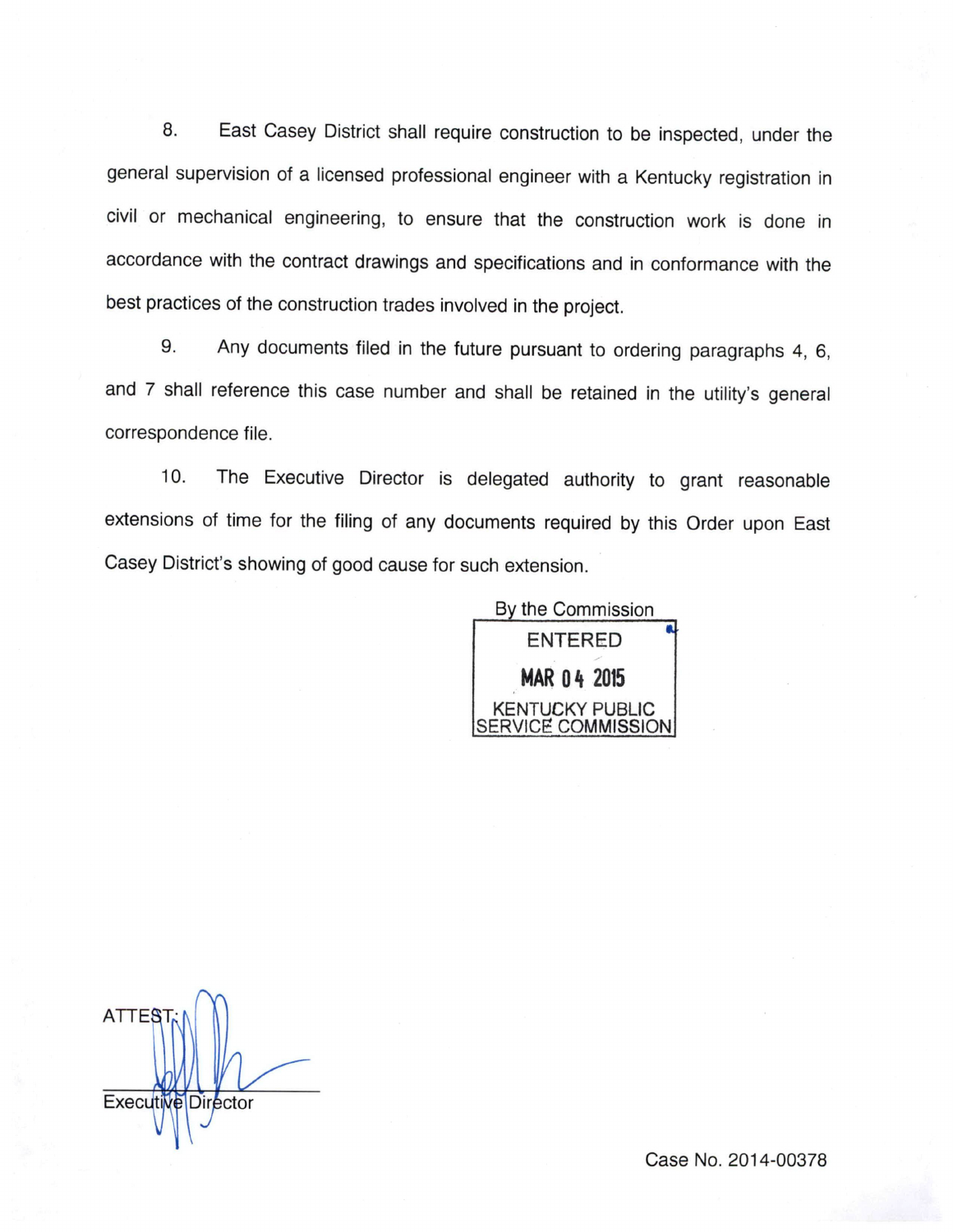8. East Casey District shall require construction to be inspected, under the general supervision of a licensed professional engineer with a Kentucky registration in civil or mechanical engineering, to ensure that the construction work is done in accordance with the contract drawings and specifications and in conformance with the best practices of the construction trades involved in the project.

9. Any documents filed in the future pursuant to ordering paragraphs 4, 6, and 7 shall reference this case number and shall be retained in the utility's general correspondence file.

10. The Executive Director is delegated authority to grant reasonable extensions of time for the filing of any documents required by this Order upon East Casey District's showing of good cause for such extension.

By the Commission

ENTERED

MAR 04 2015

KENTUCKY PUBLIC SERVICE COMMISSION

ATTEST:

Executive Director

Case No. 2014-00378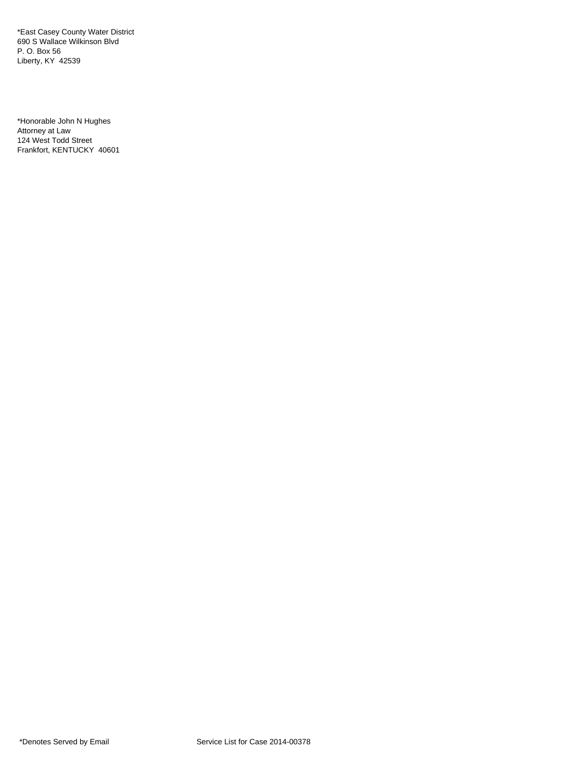*East Casey County Water District
690 S Wallace Wilkinson Blvd
P. O. Box 56
Liberty, KY  42539

*Honorable John N Hughes
Attorney at Law
124 West Todd Street
Frankfort, KENTUCKY  40601

*Denotes Served by Email

Service List for Case 2014-00378